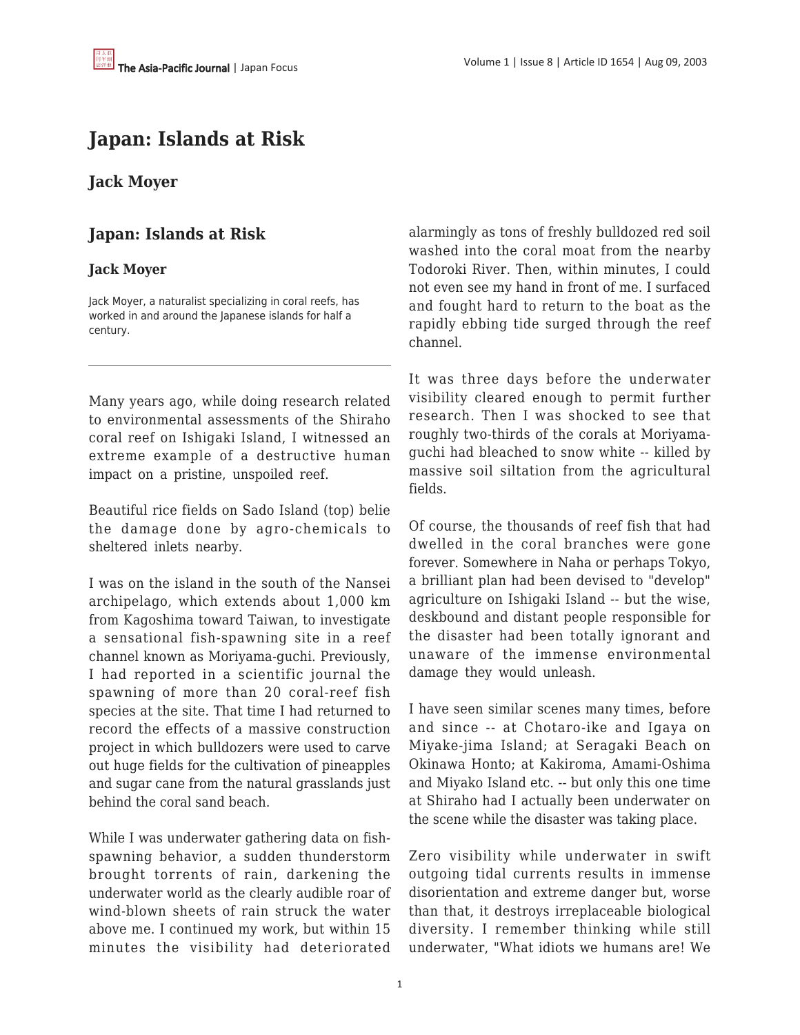# Japan: Islands at Risk

## Jack Moyer

## Japan: Islands at Risk

### Jack Moyer

Jack Moyer, a naturalist specializing in coral reefs, has worked in and around the Japanese islands for half a century.

---

Many years ago, while doing research related to environmental assessments of the Shiraho coral reef on Ishigaki Island, I witnessed an extreme example of a destructive human impact on a pristine, unspoiled reef.

Beautiful rice fields on Sado Island (top) belie the damage done by agro-chemicals to sheltered inlets nearby.

I was on the island in the south of the Nansei archipelago, which extends about 1,000 km from Kagoshima toward Taiwan, to investigate a sensational fish-spawning site in a reef channel known as Moriyama-guchi. Previously, I had reported in a scientific journal the spawning of more than 20 coral-reef fish species at the site. That time I had returned to record the effects of a massive construction project in which bulldozers were used to carve out huge fields for the cultivation of pineapples and sugar cane from the natural grasslands just behind the coral sand beach.

While I was underwater gathering data on fish-spawning behavior, a sudden thunderstorm brought torrents of rain, darkening the underwater world as the clearly audible roar of wind-blown sheets of rain struck the water above me. I continued my work, but within 15 minutes the visibility had deteriorated alarmingly as tons of freshly bulldozed red soil washed into the coral moat from the nearby Todoroki River. Then, within minutes, I could not even see my hand in front of me. I surfaced and fought hard to return to the boat as the rapidly ebbing tide surged through the reef channel.

It was three days before the underwater visibility cleared enough to permit further research. Then I was shocked to see that roughly two-thirds of the corals at Moriyama-guchi had bleached to snow white -- killed by massive soil siltation from the agricultural fields.

Of course, the thousands of reef fish that had dwelled in the coral branches were gone forever. Somewhere in Naha or perhaps Tokyo, a brilliant plan had been devised to "develop" agriculture on Ishigaki Island -- but the wise, deskbound and distant people responsible for the disaster had been totally ignorant and unaware of the immense environmental damage they would unleash.

I have seen similar scenes many times, before and since -- at Chotaro-ike and Igaya on Miyake-jima Island; at Seragaki Beach on Okinawa Honto; at Kakiroma, Amami-Oshima and Miyako Island etc. -- but only this one time at Shiraho had I actually been underwater on the scene while the disaster was taking place.

Zero visibility while underwater in swift outgoing tidal currents results in immense disorientation and extreme danger but, worse than that, it destroys irreplaceable biological diversity. I remember thinking while still underwater, "What idiots we humans are! We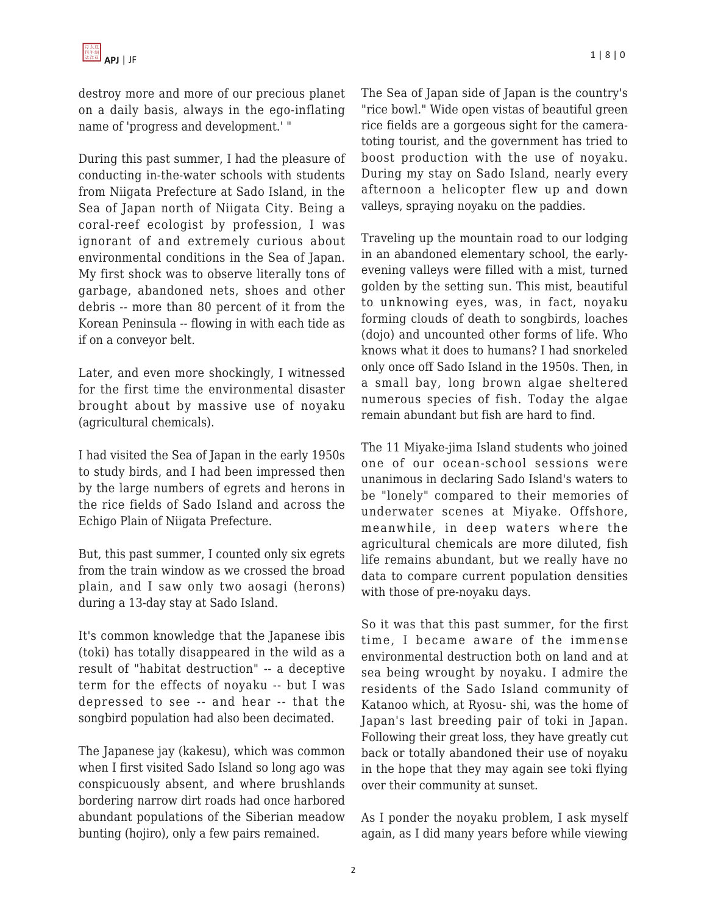destroy more and more of our precious planet on a daily basis, always in the ego-inflating name of 'progress and development.' "

During this past summer, I had the pleasure of conducting in-the-water schools with students from Niigata Prefecture at Sado Island, in the Sea of Japan north of Niigata City. Being a coral-reef ecologist by profession, I was ignorant of and extremely curious about environmental conditions in the Sea of Japan. My first shock was to observe literally tons of garbage, abandoned nets, shoes and other debris -- more than 80 percent of it from the Korean Peninsula -- flowing in with each tide as if on a conveyor belt.

Later, and even more shockingly, I witnessed for the first time the environmental disaster brought about by massive use of noyaku (agricultural chemicals).

I had visited the Sea of Japan in the early 1950s to study birds, and I had been impressed then by the large numbers of egrets and herons in the rice fields of Sado Island and across the Echigo Plain of Niigata Prefecture.

But, this past summer, I counted only six egrets from the train window as we crossed the broad plain, and I saw only two aosagi (herons) during a 13-day stay at Sado Island.

It's common knowledge that the Japanese ibis (toki) has totally disappeared in the wild as a result of "habitat destruction" -- a deceptive term for the effects of noyaku -- but I was depressed to see -- and hear -- that the songbird population had also been decimated.

The Japanese jay (kakesu), which was common when I first visited Sado Island so long ago was conspicuously absent, and where brushlands bordering narrow dirt roads had once harbored abundant populations of the Siberian meadow bunting (hojiro), only a few pairs remained.

The Sea of Japan side of Japan is the country's "rice bowl." Wide open vistas of beautiful green rice fields are a gorgeous sight for the camera-toting tourist, and the government has tried to boost production with the use of noyaku. During my stay on Sado Island, nearly every afternoon a helicopter flew up and down valleys, spraying noyaku on the paddies.

Traveling up the mountain road to our lodging in an abandoned elementary school, the early-evening valleys were filled with a mist, turned golden by the setting sun. This mist, beautiful to unknowing eyes, was, in fact, noyaku forming clouds of death to songbirds, loaches (dojo) and uncounted other forms of life. Who knows what it does to humans? I had snorkeled only once off Sado Island in the 1950s. Then, in a small bay, long brown algae sheltered numerous species of fish. Today the algae remain abundant but fish are hard to find.

The 11 Miyake-jima Island students who joined one of our ocean-school sessions were unanimous in declaring Sado Island's waters to be "lonely" compared to their memories of underwater scenes at Miyake. Offshore, meanwhile, in deep waters where the agricultural chemicals are more diluted, fish life remains abundant, but we really have no data to compare current population densities with those of pre-noyaku days.

So it was that this past summer, for the first time, I became aware of the immense environmental destruction both on land and at sea being wrought by noyaku. I admire the residents of the Sado Island community of Katanoo which, at Ryosu- shi, was the home of Japan's last breeding pair of toki in Japan. Following their great loss, they have greatly cut back or totally abandoned their use of noyaku in the hope that they may again see toki flying over their community at sunset.

As I ponder the noyaku problem, I ask myself again, as I did many years before while viewing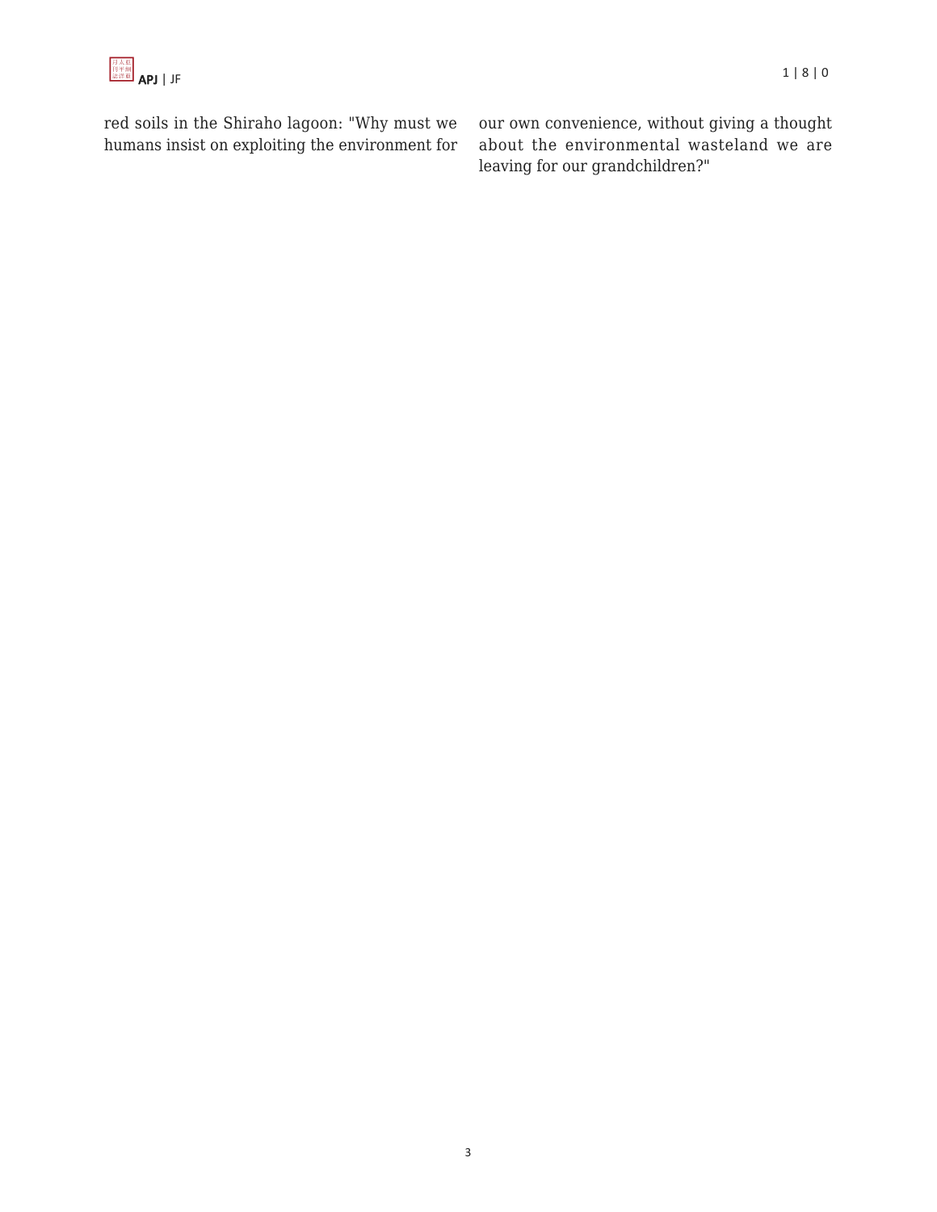red soils in the Shiraho lagoon: "Why must we humans insist on exploiting the environment for our own convenience, without giving a thought about the environmental wasteland we are leaving for our grandchildren?"